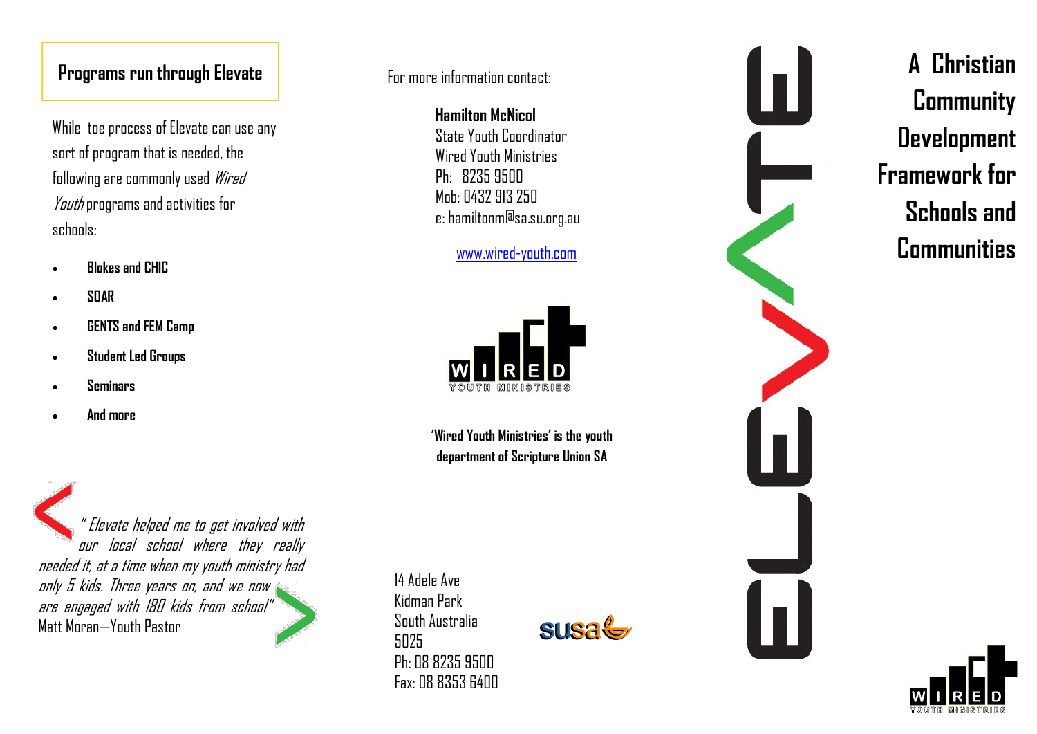## Programs run through Elevate

While toe process of Elevate can use any sort of program that is needed, the following are commonly used *Wired Youth* programs and activities for schools:

- **Blokes and CHIC**
- **SOAR**
- **GENTS and FEM Camp**
- **Student Led Groups**
- **Seminars**
- **And more**

*" Elevate helped me to get involved with our local school where they really needed it, at a time when my youth ministry had only 5 kids. Three years on, and we now are engaged with 180 kids from school"*
Matt Moran—Youth Pastor

For more information contact:

**Hamilton McNicol**
State Youth Coordinator
Wired Youth Ministries
Ph: 8235 9500
Mob: 0432 913 250
e: hamiltonm@sa.su.org.au

www.wired-youth.com

WIRED YOUTH MINISTRIES

**'Wired Youth Ministries' is the youth department of Scripture Union SA**

14 Adele Ave
Kidman Park
South Australia
5025
Ph: 08 8235 9500
Fax: 08 8353 6400

susa

# ELEVATE

# A Christian Community Development Framework for Schools and Communities

WIRED YOUTH MINISTRIES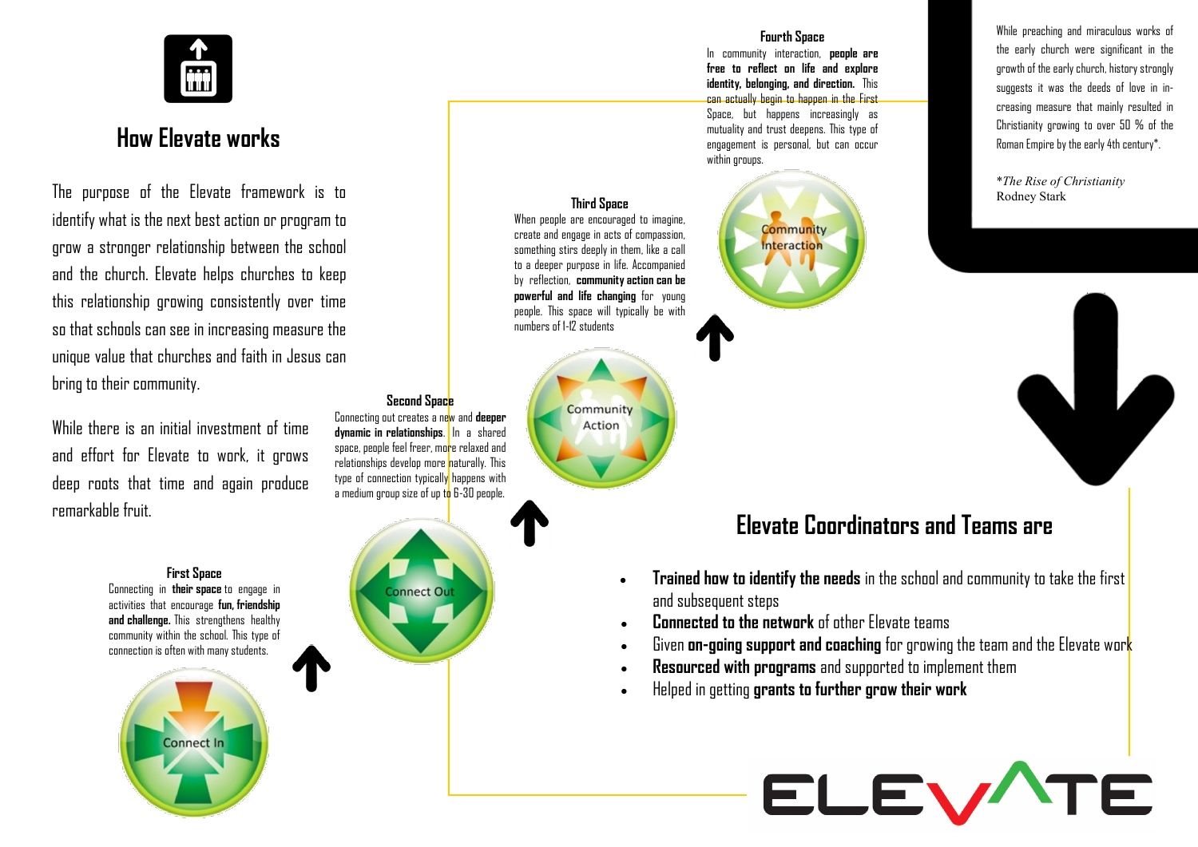# How Elevate works

The purpose of the Elevate framework is to identify what is the next best action or program to grow a stronger relationship between the school and the church. Elevate helps churches to keep this relationship growing consistently over time so that schools can see in increasing measure the unique value that churches and faith in Jesus can bring to their community.

While there is an initial investment of time and effort for Elevate to work, it grows deep roots that time and again produce remarkable fruit.

### First Space

Connecting in **their space** to engage in activities that encourage **fun, friendship and challenge.** This strengthens healthy community within the school. This type of connection is often with many students.

Connect In

### Second Space

Connecting out creates a new and **deeper dynamic in relationships**. In a shared space, people feel freer, more relaxed and relationships develop more naturally. This type of connection typically happens with a medium group size of up to 6-30 people.

Connect Out

### Third Space

When people are encouraged to imagine, create and engage in acts of compassion, something stirs deeply in them, like a call to a deeper purpose in life. Accompanied by reflection, **community action can be powerful and life changing** for young people. This space will typically be with numbers of 1-12 students

Community Action

### Fourth Space

In community interaction, **people are free to reflect on life and explore identity, belonging, and direction.** This can actually begin to happen in the First Space, but happens increasingly as mutuality and trust deepens. This type of engagement is personal, but can occur within groups.

Community Interaction

While preaching and miraculous works of the early church were significant in the growth of the early church, history strongly suggests it was the deeds of love in increasing measure that mainly resulted in Christianity growing to over 50 % of the Roman Empire by the early 4th century*.

**The Rise of Christianity*
Rodney Stark

## Elevate Coordinators and Teams are

- **Trained how to identify the needs** in the school and community to take the first and subsequent steps
- **Connected to the network** of other Elevate teams
- Given **on-going support and coaching** for growing the team and the Elevate work
- **Resourced with programs** and supported to implement them
- Helped in getting **grants to further grow their work**

ELEVATE